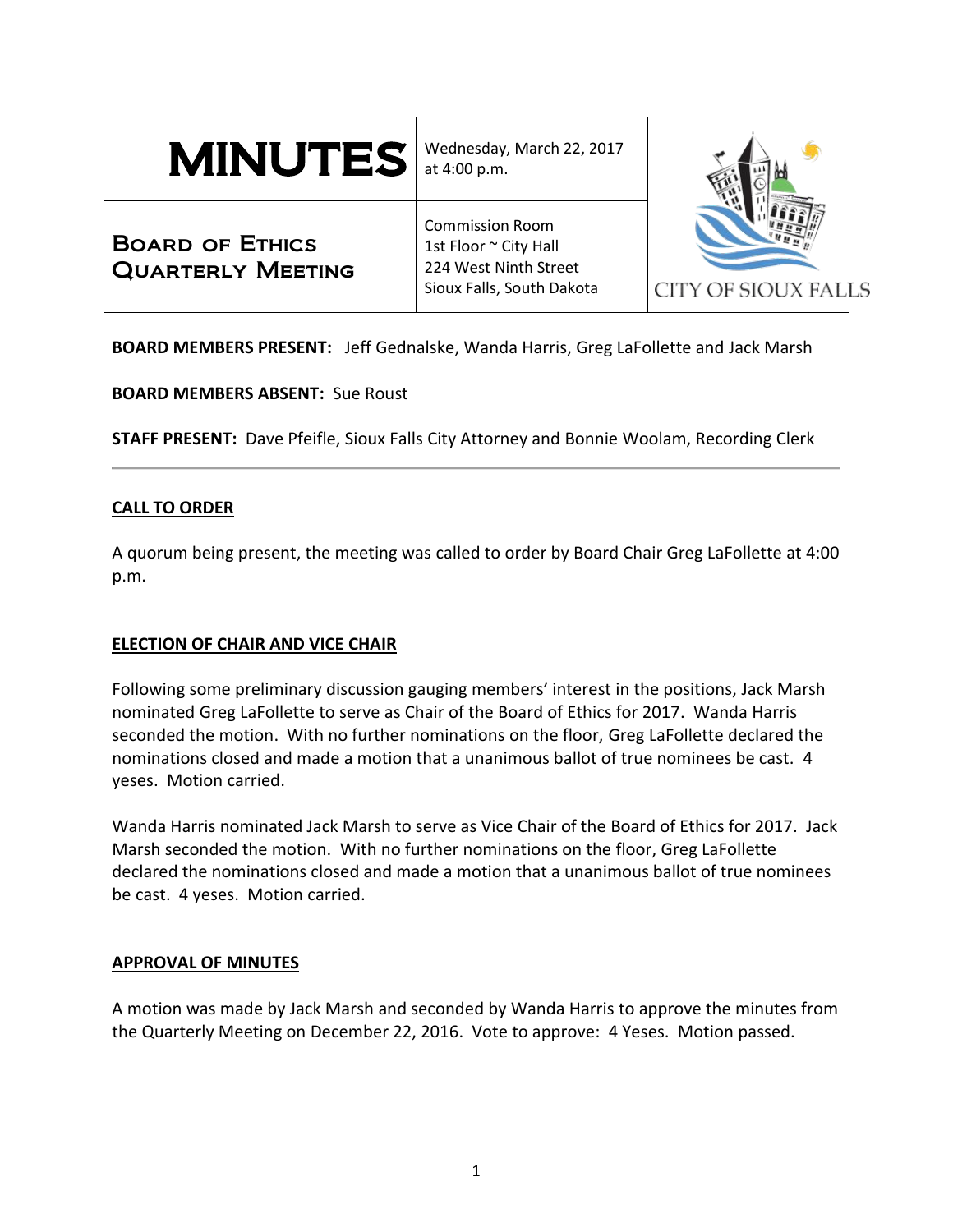# MINUTES

## Board of Ethics Quarterly Meeting

Wednesday, March 22, 2017 at 4:00 p.m.

Commission Room
1st Floor ~ City Hall
224 West Ninth Street
Sioux Falls, South Dakota

CITY OF SIOUX FALLS

**BOARD MEMBERS PRESENT:** Jeff Gednalske, Wanda Harris, Greg LaFollette and Jack Marsh

**BOARD MEMBERS ABSENT:** Sue Roust

**STAFF PRESENT:** Dave Pfeifle, Sioux Falls City Attorney and Bonnie Woolam, Recording Clerk

---

### CALL TO ORDER

A quorum being present, the meeting was called to order by Board Chair Greg LaFollette at 4:00 p.m.

### ELECTION OF CHAIR AND VICE CHAIR

Following some preliminary discussion gauging members' interest in the positions, Jack Marsh nominated Greg LaFollette to serve as Chair of the Board of Ethics for 2017. Wanda Harris seconded the motion. With no further nominations on the floor, Greg LaFollette declared the nominations closed and made a motion that a unanimous ballot of true nominees be cast. 4 yeses. Motion carried.

Wanda Harris nominated Jack Marsh to serve as Vice Chair of the Board of Ethics for 2017. Jack Marsh seconded the motion. With no further nominations on the floor, Greg LaFollette declared the nominations closed and made a motion that a unanimous ballot of true nominees be cast. 4 yeses. Motion carried.

### APPROVAL OF MINUTES

A motion was made by Jack Marsh and seconded by Wanda Harris to approve the minutes from the Quarterly Meeting on December 22, 2016. Vote to approve: 4 Yeses. Motion passed.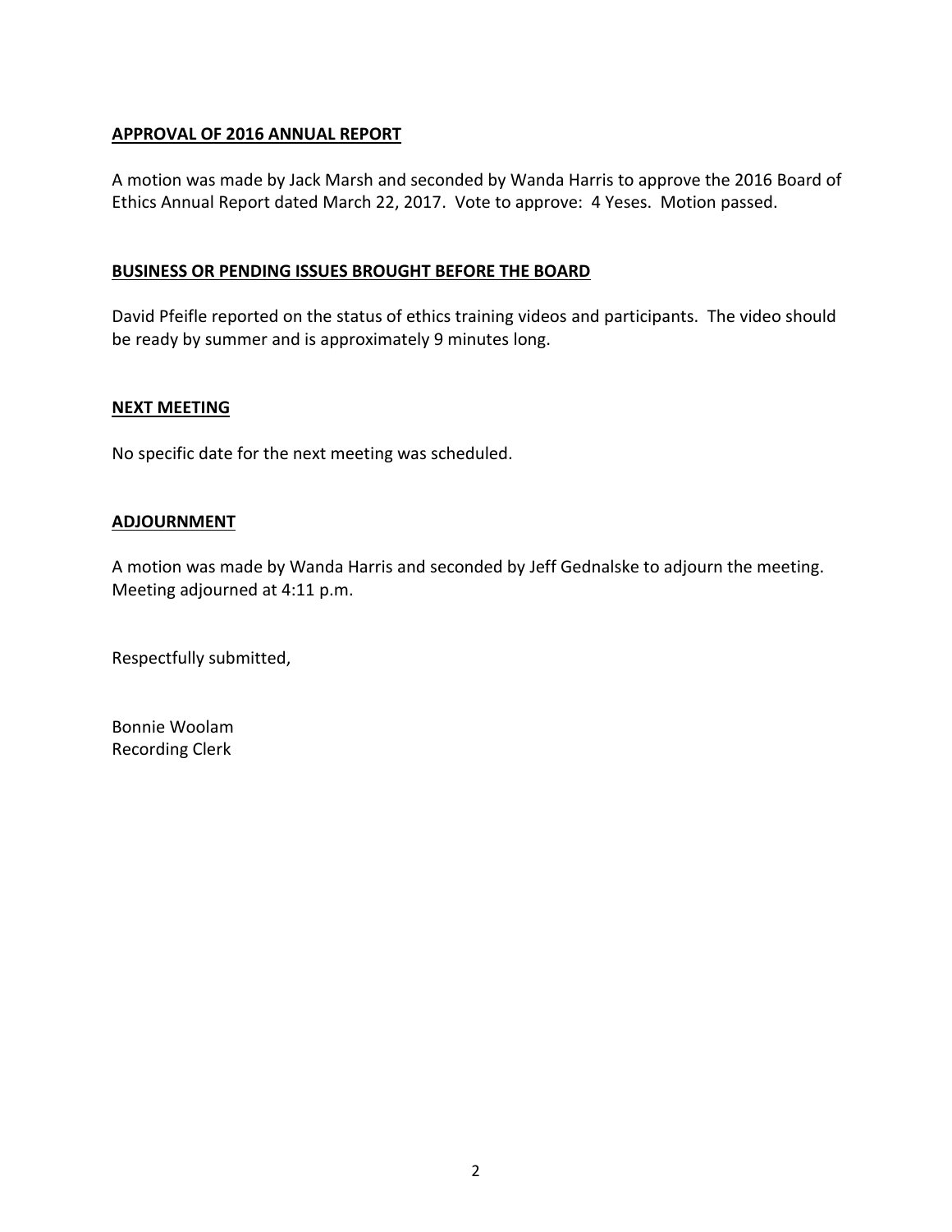**APPROVAL OF 2016 ANNUAL REPORT**

A motion was made by Jack Marsh and seconded by Wanda Harris to approve the 2016 Board of Ethics Annual Report dated March 22, 2017. Vote to approve: 4 Yeses. Motion passed.

**BUSINESS OR PENDING ISSUES BROUGHT BEFORE THE BOARD**

David Pfeifle reported on the status of ethics training videos and participants. The video should be ready by summer and is approximately 9 minutes long.

**NEXT MEETING**

No specific date for the next meeting was scheduled.

**ADJOURNMENT**

A motion was made by Wanda Harris and seconded by Jeff Gednalske to adjourn the meeting. Meeting adjourned at 4:11 p.m.

Respectfully submitted,

Bonnie Woolam
Recording Clerk